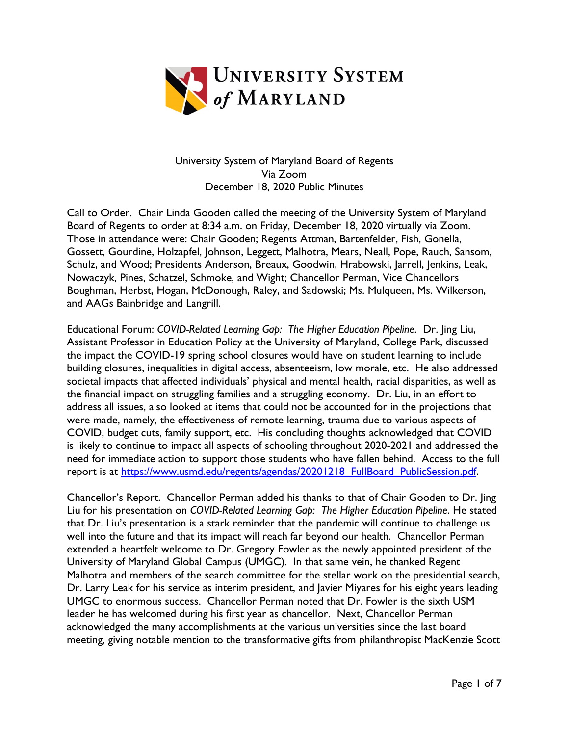# University System of Maryland

University System of Maryland Board of Regents
Via Zoom
December 18, 2020 Public Minutes

Call to Order. Chair Linda Gooden called the meeting of the University System of Maryland Board of Regents to order at 8:34 a.m. on Friday, December 18, 2020 virtually via Zoom. Those in attendance were: Chair Gooden; Regents Attman, Bartenfelder, Fish, Gonella, Gossett, Gourdine, Holzapfel, Johnson, Leggett, Malhotra, Mears, Neall, Pope, Rauch, Sansom, Schulz, and Wood; Presidents Anderson, Breaux, Goodwin, Hrabowski, Jarrell, Jenkins, Leak, Nowaczyk, Pines, Schatzel, Schmoke, and Wight; Chancellor Perman, Vice Chancellors Boughman, Herbst, Hogan, McDonough, Raley, and Sadowski; Ms. Mulqueen, Ms. Wilkerson, and AAGs Bainbridge and Langrill.

Educational Forum: *COVID-Related Learning Gap: The Higher Education Pipeline*. Dr. Jing Liu, Assistant Professor in Education Policy at the University of Maryland, College Park, discussed the impact the COVID-19 spring school closures would have on student learning to include building closures, inequalities in digital access, absenteeism, low morale, etc. He also addressed societal impacts that affected individuals' physical and mental health, racial disparities, as well as the financial impact on struggling families and a struggling economy. Dr. Liu, in an effort to address all issues, also looked at items that could not be accounted for in the projections that were made, namely, the effectiveness of remote learning, trauma due to various aspects of COVID, budget cuts, family support, etc. His concluding thoughts acknowledged that COVID is likely to continue to impact all aspects of schooling throughout 2020-2021 and addressed the need for immediate action to support those students who have fallen behind. Access to the full report is at [https://www.usmd.edu/regents/agendas/20201218_FullBoard_PublicSession.pdf](https://www.usmd.edu/regents/agendas/20201218_FullBoard_PublicSession.pdf).

Chancellor's Report. Chancellor Perman added his thanks to that of Chair Gooden to Dr. Jing Liu for his presentation on *COVID-Related Learning Gap: The Higher Education Pipeline*. He stated that Dr. Liu's presentation is a stark reminder that the pandemic will continue to challenge us well into the future and that its impact will reach far beyond our health. Chancellor Perman extended a heartfelt welcome to Dr. Gregory Fowler as the newly appointed president of the University of Maryland Global Campus (UMGC). In that same vein, he thanked Regent Malhotra and members of the search committee for the stellar work on the presidential search, Dr. Larry Leak for his service as interim president, and Javier Miyares for his eight years leading UMGC to enormous success. Chancellor Perman noted that Dr. Fowler is the sixth USM leader he has welcomed during his first year as chancellor. Next, Chancellor Perman acknowledged the many accomplishments at the various universities since the last board meeting, giving notable mention to the transformative gifts from philanthropist MacKenzie Scott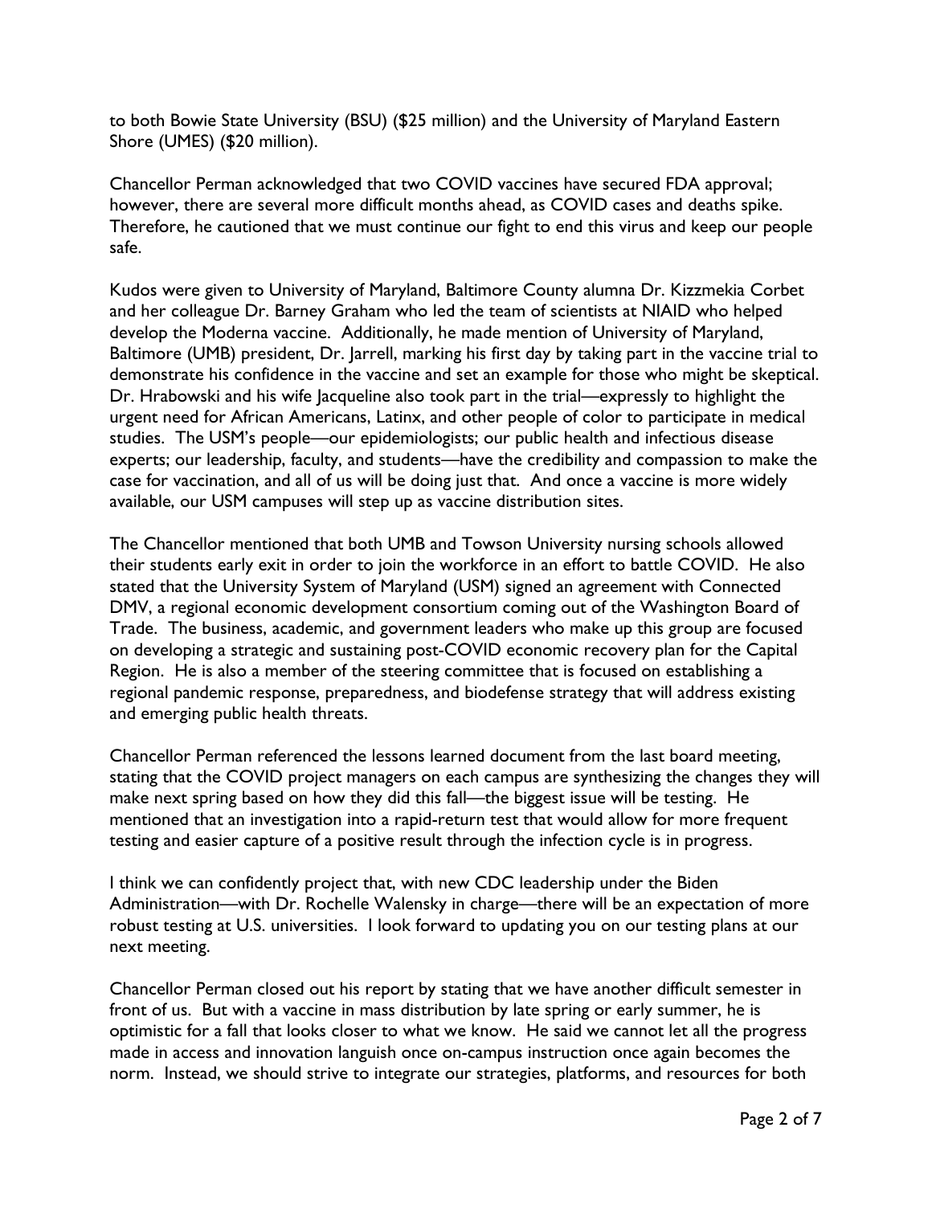to both Bowie State University (BSU) ($25 million) and the University of Maryland Eastern Shore (UMES) ($20 million).

Chancellor Perman acknowledged that two COVID vaccines have secured FDA approval; however, there are several more difficult months ahead, as COVID cases and deaths spike. Therefore, he cautioned that we must continue our fight to end this virus and keep our people safe.

Kudos were given to University of Maryland, Baltimore County alumna Dr. Kizzmekia Corbet and her colleague Dr. Barney Graham who led the team of scientists at NIAID who helped develop the Moderna vaccine. Additionally, he made mention of University of Maryland, Baltimore (UMB) president, Dr. Jarrell, marking his first day by taking part in the vaccine trial to demonstrate his confidence in the vaccine and set an example for those who might be skeptical. Dr. Hrabowski and his wife Jacqueline also took part in the trial—expressly to highlight the urgent need for African Americans, Latinx, and other people of color to participate in medical studies. The USM's people—our epidemiologists; our public health and infectious disease experts; our leadership, faculty, and students—have the credibility and compassion to make the case for vaccination, and all of us will be doing just that. And once a vaccine is more widely available, our USM campuses will step up as vaccine distribution sites.

The Chancellor mentioned that both UMB and Towson University nursing schools allowed their students early exit in order to join the workforce in an effort to battle COVID. He also stated that the University System of Maryland (USM) signed an agreement with Connected DMV, a regional economic development consortium coming out of the Washington Board of Trade. The business, academic, and government leaders who make up this group are focused on developing a strategic and sustaining post-COVID economic recovery plan for the Capital Region. He is also a member of the steering committee that is focused on establishing a regional pandemic response, preparedness, and biodefense strategy that will address existing and emerging public health threats.

Chancellor Perman referenced the lessons learned document from the last board meeting, stating that the COVID project managers on each campus are synthesizing the changes they will make next spring based on how they did this fall—the biggest issue will be testing. He mentioned that an investigation into a rapid-return test that would allow for more frequent testing and easier capture of a positive result through the infection cycle is in progress.

I think we can confidently project that, with new CDC leadership under the Biden Administration—with Dr. Rochelle Walensky in charge—there will be an expectation of more robust testing at U.S. universities. I look forward to updating you on our testing plans at our next meeting.

Chancellor Perman closed out his report by stating that we have another difficult semester in front of us. But with a vaccine in mass distribution by late spring or early summer, he is optimistic for a fall that looks closer to what we know. He said we cannot let all the progress made in access and innovation languish once on-campus instruction once again becomes the norm. Instead, we should strive to integrate our strategies, platforms, and resources for both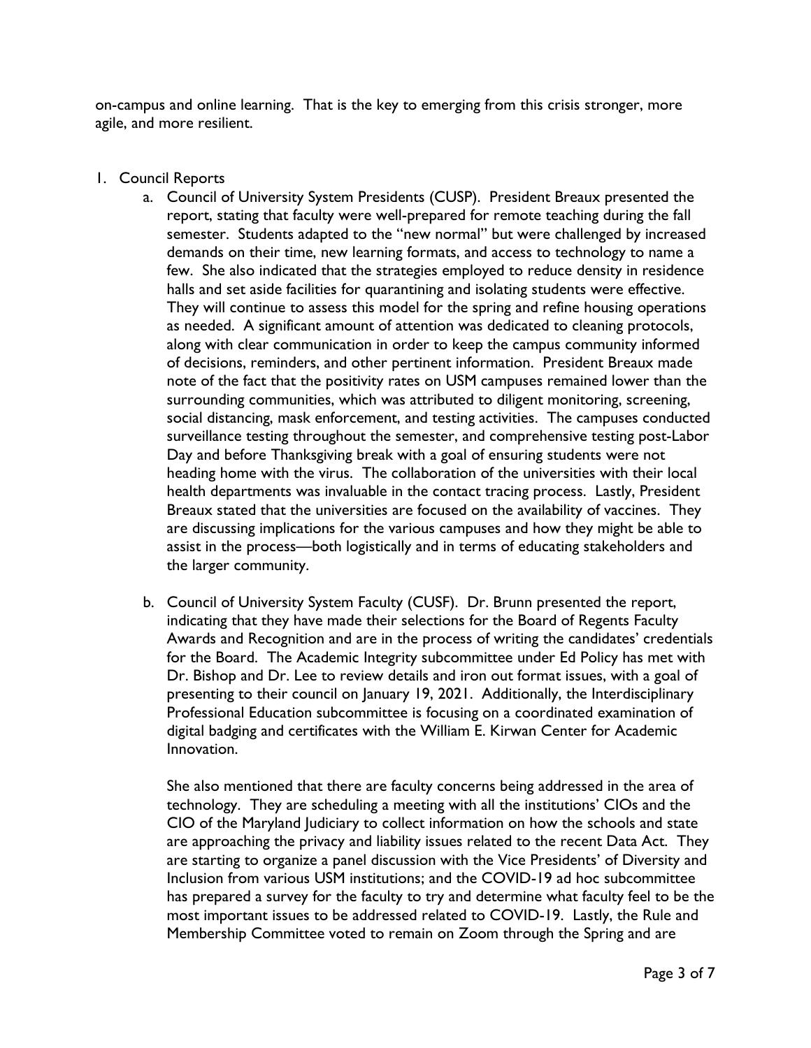on-campus and online learning. That is the key to emerging from this crisis stronger, more agile, and more resilient.

1. Council Reports
   a. Council of University System Presidents (CUSP). President Breaux presented the report, stating that faculty were well-prepared for remote teaching during the fall semester. Students adapted to the "new normal" but were challenged by increased demands on their time, new learning formats, and access to technology to name a few. She also indicated that the strategies employed to reduce density in residence halls and set aside facilities for quarantining and isolating students were effective. They will continue to assess this model for the spring and refine housing operations as needed. A significant amount of attention was dedicated to cleaning protocols, along with clear communication in order to keep the campus community informed of decisions, reminders, and other pertinent information. President Breaux made note of the fact that the positivity rates on USM campuses remained lower than the surrounding communities, which was attributed to diligent monitoring, screening, social distancing, mask enforcement, and testing activities. The campuses conducted surveillance testing throughout the semester, and comprehensive testing post-Labor Day and before Thanksgiving break with a goal of ensuring students were not heading home with the virus. The collaboration of the universities with their local health departments was invaluable in the contact tracing process. Lastly, President Breaux stated that the universities are focused on the availability of vaccines. They are discussing implications for the various campuses and how they might be able to assist in the process—both logistically and in terms of educating stakeholders and the larger community.

   b. Council of University System Faculty (CUSF). Dr. Brunn presented the report, indicating that they have made their selections for the Board of Regents Faculty Awards and Recognition and are in the process of writing the candidates' credentials for the Board. The Academic Integrity subcommittee under Ed Policy has met with Dr. Bishop and Dr. Lee to review details and iron out format issues, with a goal of presenting to their council on January 19, 2021. Additionally, the Interdisciplinary Professional Education subcommittee is focusing on a coordinated examination of digital badging and certificates with the William E. Kirwan Center for Academic Innovation.

      She also mentioned that there are faculty concerns being addressed in the area of technology. They are scheduling a meeting with all the institutions' CIOs and the CIO of the Maryland Judiciary to collect information on how the schools and state are approaching the privacy and liability issues related to the recent Data Act. They are starting to organize a panel discussion with the Vice Presidents' of Diversity and Inclusion from various USM institutions; and the COVID-19 ad hoc subcommittee has prepared a survey for the faculty to try and determine what faculty feel to be the most important issues to be addressed related to COVID-19. Lastly, the Rule and Membership Committee voted to remain on Zoom through the Spring and are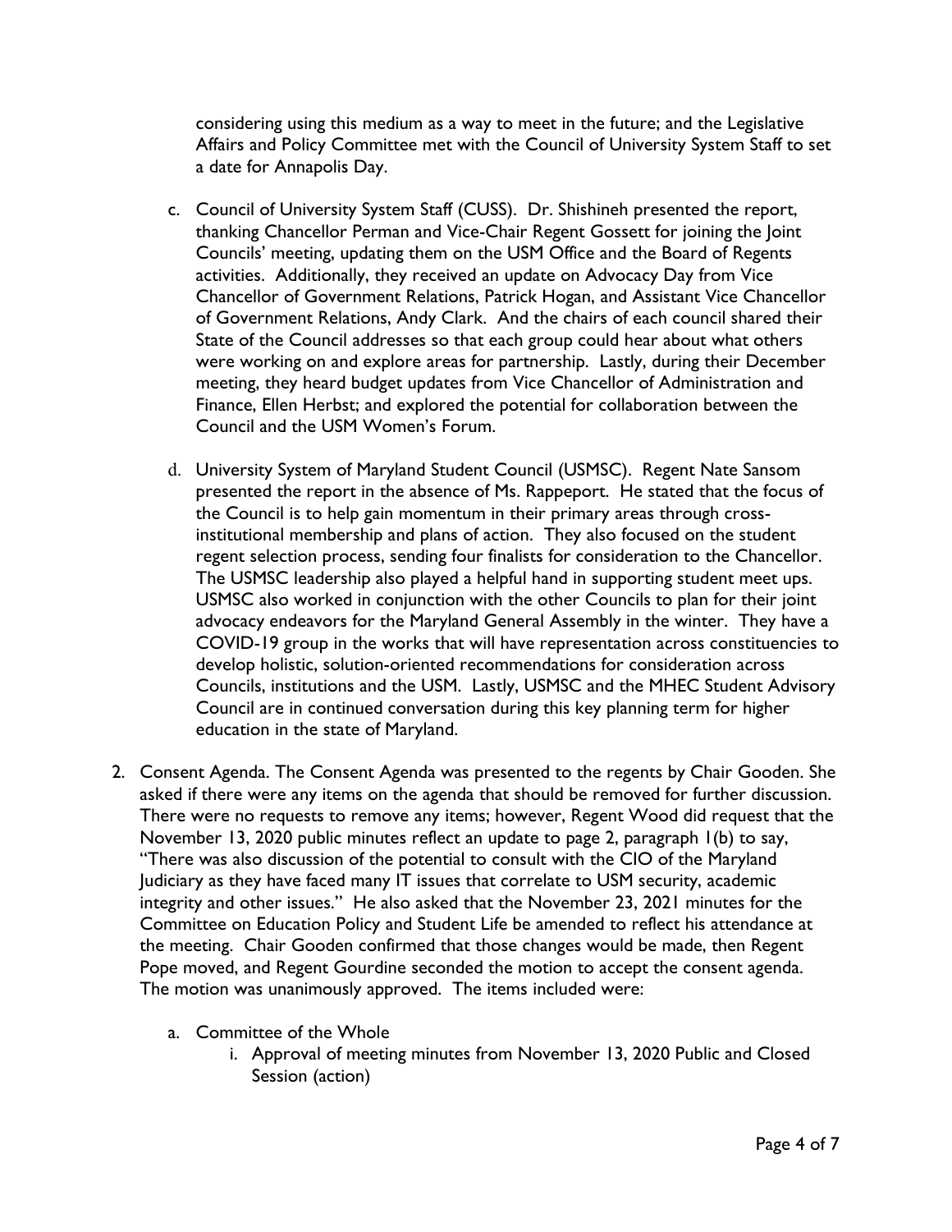considering using this medium as a way to meet in the future; and the Legislative Affairs and Policy Committee met with the Council of University System Staff to set a date for Annapolis Day.

   c. Council of University System Staff (CUSS). Dr. Shishineh presented the report, thanking Chancellor Perman and Vice-Chair Regent Gossett for joining the Joint Councils' meeting, updating them on the USM Office and the Board of Regents activities. Additionally, they received an update on Advocacy Day from Vice Chancellor of Government Relations, Patrick Hogan, and Assistant Vice Chancellor of Government Relations, Andy Clark. And the chairs of each council shared their State of the Council addresses so that each group could hear about what others were working on and explore areas for partnership. Lastly, during their December meeting, they heard budget updates from Vice Chancellor of Administration and Finance, Ellen Herbst; and explored the potential for collaboration between the Council and the USM Women's Forum.

   d. University System of Maryland Student Council (USMSC). Regent Nate Sansom presented the report in the absence of Ms. Rappeport. He stated that the focus of the Council is to help gain momentum in their primary areas through cross-institutional membership and plans of action. They also focused on the student regent selection process, sending four finalists for consideration to the Chancellor. The USMSC leadership also played a helpful hand in supporting student meet ups. USMSC also worked in conjunction with the other Councils to plan for their joint advocacy endeavors for the Maryland General Assembly in the winter. They have a COVID-19 group in the works that will have representation across constituencies to develop holistic, solution-oriented recommendations for consideration across Councils, institutions and the USM. Lastly, USMSC and the MHEC Student Advisory Council are in continued conversation during this key planning term for higher education in the state of Maryland.

2. Consent Agenda. The Consent Agenda was presented to the regents by Chair Gooden. She asked if there were any items on the agenda that should be removed for further discussion. There were no requests to remove any items; however, Regent Wood did request that the November 13, 2020 public minutes reflect an update to page 2, paragraph 1(b) to say, "There was also discussion of the potential to consult with the CIO of the Maryland Judiciary as they have faced many IT issues that correlate to USM security, academic integrity and other issues." He also asked that the November 23, 2021 minutes for the Committee on Education Policy and Student Life be amended to reflect his attendance at the meeting. Chair Gooden confirmed that those changes would be made, then Regent Pope moved, and Regent Gourdine seconded the motion to accept the consent agenda. The motion was unanimously approved. The items included were:

   a. Committee of the Whole
      i. Approval of meeting minutes from November 13, 2020 Public and Closed Session (action)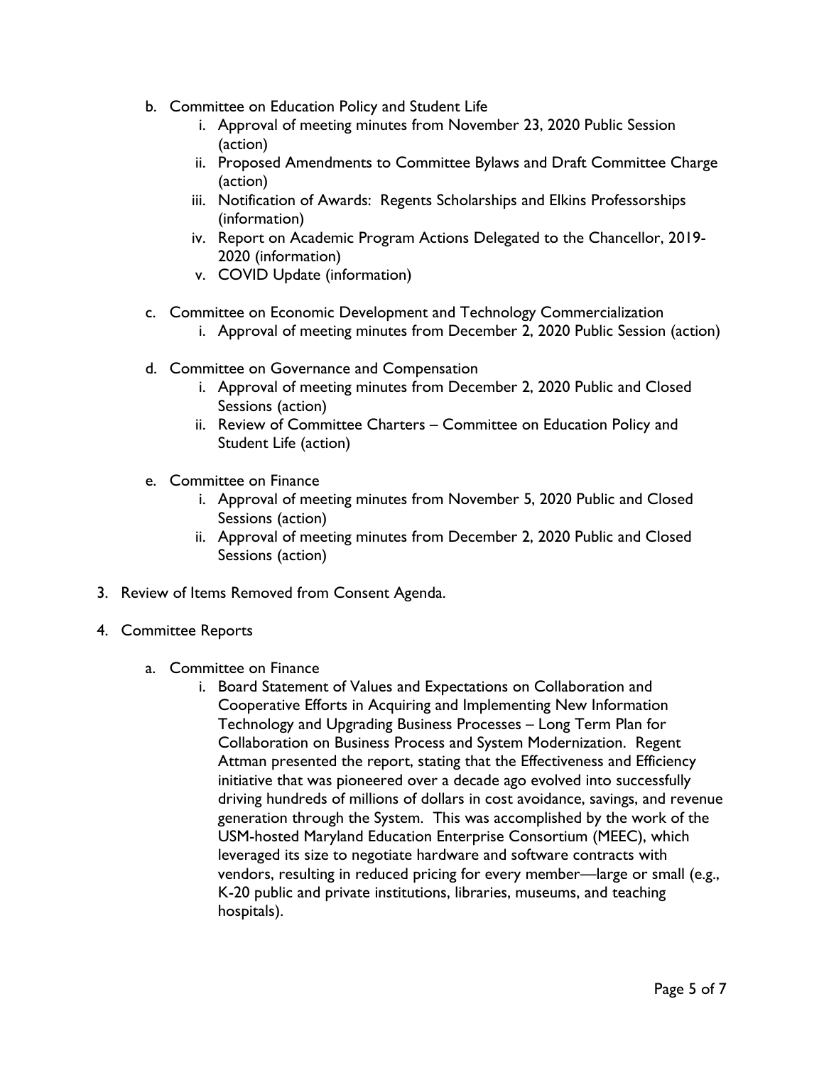b. Committee on Education Policy and Student Life
    i. Approval of meeting minutes from November 23, 2020 Public Session (action)
    ii. Proposed Amendments to Committee Bylaws and Draft Committee Charge (action)
    iii. Notification of Awards: Regents Scholarships and Elkins Professorships (information)
    iv. Report on Academic Program Actions Delegated to the Chancellor, 2019-2020 (information)
    v. COVID Update (information)

c. Committee on Economic Development and Technology Commercialization
    i. Approval of meeting minutes from December 2, 2020 Public Session (action)

d. Committee on Governance and Compensation
    i. Approval of meeting minutes from December 2, 2020 Public and Closed Sessions (action)
    ii. Review of Committee Charters – Committee on Education Policy and Student Life (action)

e. Committee on Finance
    i. Approval of meeting minutes from November 5, 2020 Public and Closed Sessions (action)
    ii. Approval of meeting minutes from December 2, 2020 Public and Closed Sessions (action)

3. Review of Items Removed from Consent Agenda.

4. Committee Reports

    a. Committee on Finance
        i. Board Statement of Values and Expectations on Collaboration and Cooperative Efforts in Acquiring and Implementing New Information Technology and Upgrading Business Processes – Long Term Plan for Collaboration on Business Process and System Modernization. Regent Attman presented the report, stating that the Effectiveness and Efficiency initiative that was pioneered over a decade ago evolved into successfully driving hundreds of millions of dollars in cost avoidance, savings, and revenue generation through the System. This was accomplished by the work of the USM-hosted Maryland Education Enterprise Consortium (MEEC), which leveraged its size to negotiate hardware and software contracts with vendors, resulting in reduced pricing for every member—large or small (e.g., K-20 public and private institutions, libraries, museums, and teaching hospitals).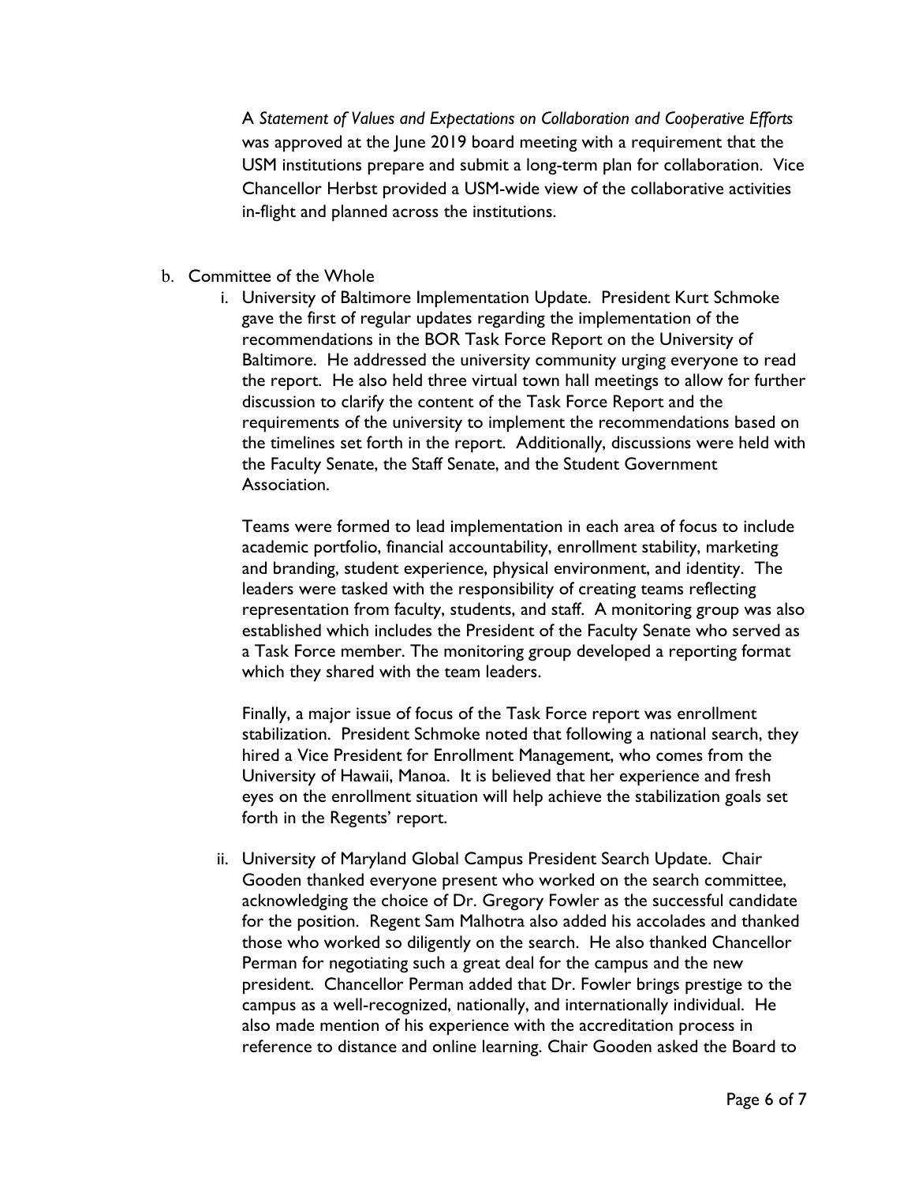A *Statement of Values and Expectations on Collaboration and Cooperative Efforts* was approved at the June 2019 board meeting with a requirement that the USM institutions prepare and submit a long-term plan for collaboration. Vice Chancellor Herbst provided a USM-wide view of the collaborative activities in-flight and planned across the institutions.

b. Committee of the Whole

   i. University of Baltimore Implementation Update. President Kurt Schmoke gave the first of regular updates regarding the implementation of the recommendations in the BOR Task Force Report on the University of Baltimore. He addressed the university community urging everyone to read the report. He also held three virtual town hall meetings to allow for further discussion to clarify the content of the Task Force Report and the requirements of the university to implement the recommendations based on the timelines set forth in the report. Additionally, discussions were held with the Faculty Senate, the Staff Senate, and the Student Government Association.

      Teams were formed to lead implementation in each area of focus to include academic portfolio, financial accountability, enrollment stability, marketing and branding, student experience, physical environment, and identity. The leaders were tasked with the responsibility of creating teams reflecting representation from faculty, students, and staff. A monitoring group was also established which includes the President of the Faculty Senate who served as a Task Force member. The monitoring group developed a reporting format which they shared with the team leaders.

      Finally, a major issue of focus of the Task Force report was enrollment stabilization. President Schmoke noted that following a national search, they hired a Vice President for Enrollment Management, who comes from the University of Hawaii, Manoa. It is believed that her experience and fresh eyes on the enrollment situation will help achieve the stabilization goals set forth in the Regents' report.

   ii. University of Maryland Global Campus President Search Update. Chair Gooden thanked everyone present who worked on the search committee, acknowledging the choice of Dr. Gregory Fowler as the successful candidate for the position. Regent Sam Malhotra also added his accolades and thanked those who worked so diligently on the search. He also thanked Chancellor Perman for negotiating such a great deal for the campus and the new president. Chancellor Perman added that Dr. Fowler brings prestige to the campus as a well-recognized, nationally, and internationally individual. He also made mention of his experience with the accreditation process in reference to distance and online learning. Chair Gooden asked the Board to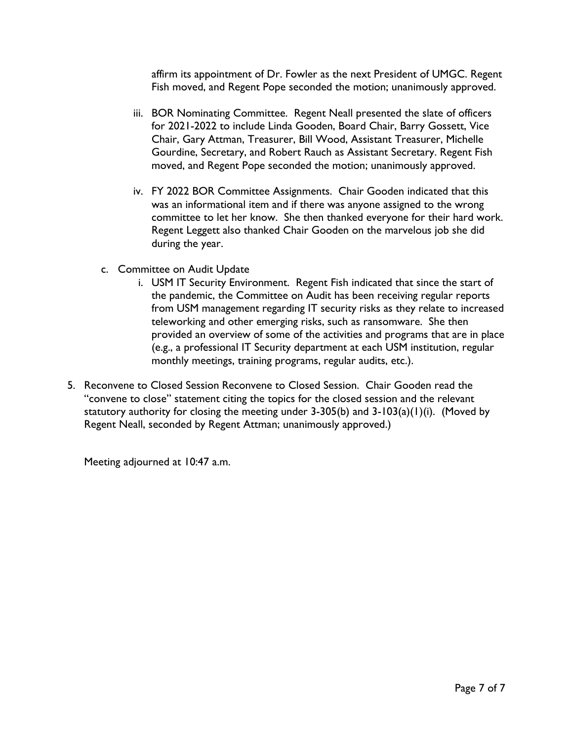affirm its appointment of Dr. Fowler as the next President of UMGC. Regent Fish moved, and Regent Pope seconded the motion; unanimously approved.

iii. BOR Nominating Committee. Regent Neall presented the slate of officers for 2021-2022 to include Linda Gooden, Board Chair, Barry Gossett, Vice Chair, Gary Attman, Treasurer, Bill Wood, Assistant Treasurer, Michelle Gourdine, Secretary, and Robert Rauch as Assistant Secretary. Regent Fish moved, and Regent Pope seconded the motion; unanimously approved.

iv. FY 2022 BOR Committee Assignments. Chair Gooden indicated that this was an informational item and if there was anyone assigned to the wrong committee to let her know. She then thanked everyone for their hard work. Regent Leggett also thanked Chair Gooden on the marvelous job she did during the year.

c. Committee on Audit Update

i. USM IT Security Environment. Regent Fish indicated that since the start of the pandemic, the Committee on Audit has been receiving regular reports from USM management regarding IT security risks as they relate to increased teleworking and other emerging risks, such as ransomware. She then provided an overview of some of the activities and programs that are in place (e.g., a professional IT Security department at each USM institution, regular monthly meetings, training programs, regular audits, etc.).

5. Reconvene to Closed Session Reconvene to Closed Session. Chair Gooden read the "convene to close" statement citing the topics for the closed session and the relevant statutory authority for closing the meeting under 3-305(b) and 3-103(a)(1)(i). (Moved by Regent Neall, seconded by Regent Attman; unanimously approved.)

Meeting adjourned at 10:47 a.m.